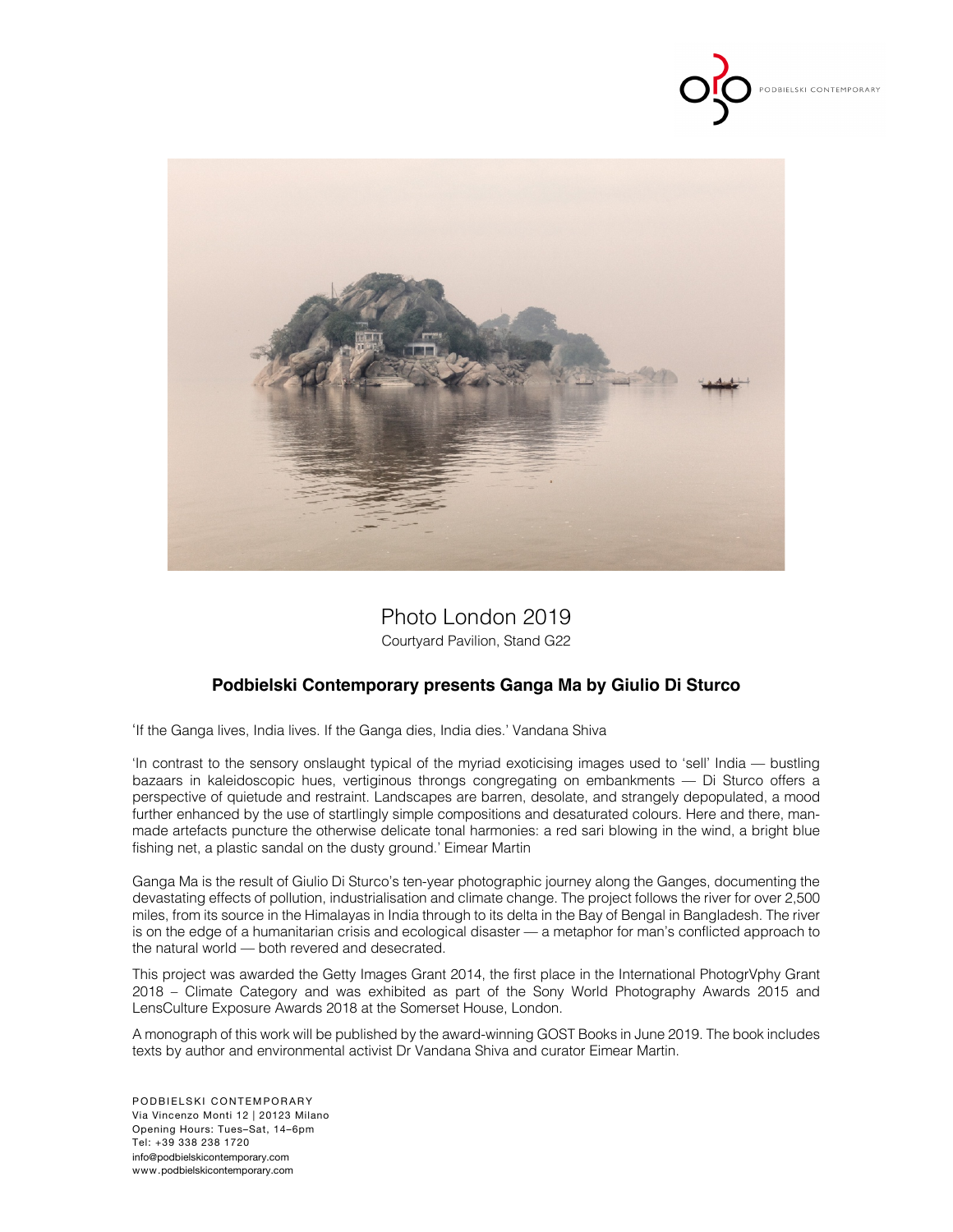# Photo London 2019

Courtyard Pavilion, Stand G22

## Podbielski Contemporary presents Ganga Ma by Giulio Di Sturco

'If the Ganga lives, India lives. If the Ganga dies, India dies.' Vandana Shiva

'In contrast to the sensory onslaught typical of the myriad exoticising images used to 'sell' India — bustling bazaars in kaleidoscopic hues, vertiginous throngs congregating on embankments — Di Sturco offers a perspective of quietude and restraint. Landscapes are barren, desolate, and strangely depopulated, a mood further enhanced by the use of startlingly simple compositions and desaturated colours. Here and there, man-made artefacts puncture the otherwise delicate tonal harmonies: a red sari blowing in the wind, a bright blue fishing net, a plastic sandal on the dusty ground.' Eimear Martin

Ganga Ma is the result of Giulio Di Sturco's ten-year photographic journey along the Ganges, documenting the devastating effects of pollution, industrialisation and climate change. The project follows the river for over 2,500 miles, from its source in the Himalayas in India through to its delta in the Bay of Bengal in Bangladesh. The river is on the edge of a humanitarian crisis and ecological disaster — a metaphor for man's conflicted approach to the natural world — both revered and desecrated.

This project was awarded the Getty Images Grant 2014, the first place in the International PhotogrVphy Grant 2018 – Climate Category and was exhibited as part of the Sony World Photography Awards 2015 and LensCulture Exposure Awards 2018 at the Somerset House, London.

A monograph of this work will be published by the award-winning GOST Books in June 2019. The book includes texts by author and environmental activist Dr Vandana Shiva and curator Eimear Martin.

PODBIELSKI CONTEMPORARY
Via Vincenzo Monti 12 | 20123 Milano
Opening Hours: Tues–Sat, 14–6pm
Tel: +39 338 238 1720
info@podbielskicontemporary.com
www.podbielskicontemporary.com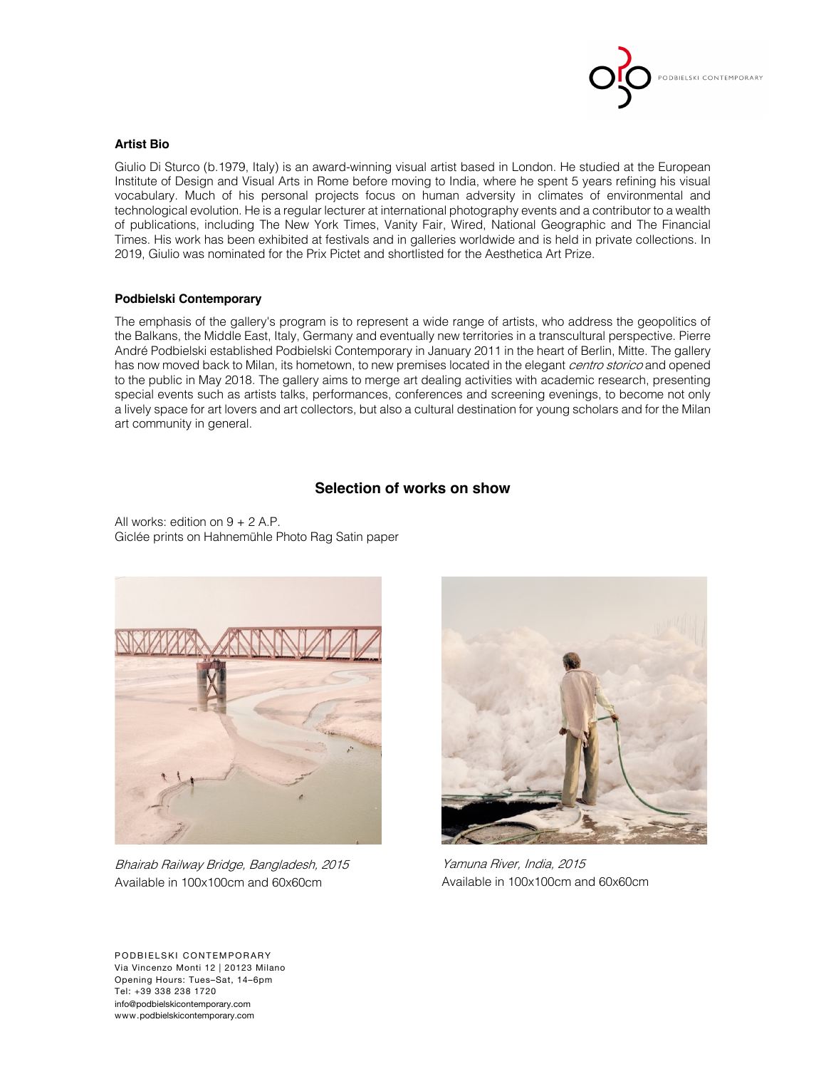**Artist Bio**

Giulio Di Sturco (b.1979, Italy) is an award-winning visual artist based in London. He studied at the European Institute of Design and Visual Arts in Rome before moving to India, where he spent 5 years refining his visual vocabulary. Much of his personal projects focus on human adversity in climates of environmental and technological evolution. He is a regular lecturer at international photography events and a contributor to a wealth of publications, including The New York Times, Vanity Fair, Wired, National Geographic and The Financial Times. His work has been exhibited at festivals and in galleries worldwide and is held in private collections. In 2019, Giulio was nominated for the Prix Pictet and shortlisted for the Aesthetica Art Prize.

**Podbielski Contemporary**

The emphasis of the gallery's program is to represent a wide range of artists, who address the geopolitics of the Balkans, the Middle East, Italy, Germany and eventually new territories in a transcultural perspective. Pierre André Podbielski established Podbielski Contemporary in January 2011 in the heart of Berlin, Mitte. The gallery has now moved back to Milan, its hometown, to new premises located in the elegant *centro storico* and opened to the public in May 2018. The gallery aims to merge art dealing activities with academic research, presenting special events such as artists talks, performances, conferences and screening evenings, to become not only a lively space for art lovers and art collectors, but also a cultural destination for young scholars and for the Milan art community in general.

## Selection of works on show

All works: edition on 9 + 2 A.P.
Giclée prints on Hahnemühle Photo Rag Satin paper

*Bhairab Railway Bridge, Bangladesh, 2015*
Available in 100x100cm and 60x60cm

*Yamuna River, India, 2015*
Available in 100x100cm and 60x60cm

PODBIELSKI CONTEMPORARY
Via Vincenzo Monti 12 | 20123 Milano
Opening Hours: Tues–Sat, 14–6pm
Tel: +39 338 238 1720
info@podbielskicontemporary.com
www.podbielskicontemporary.com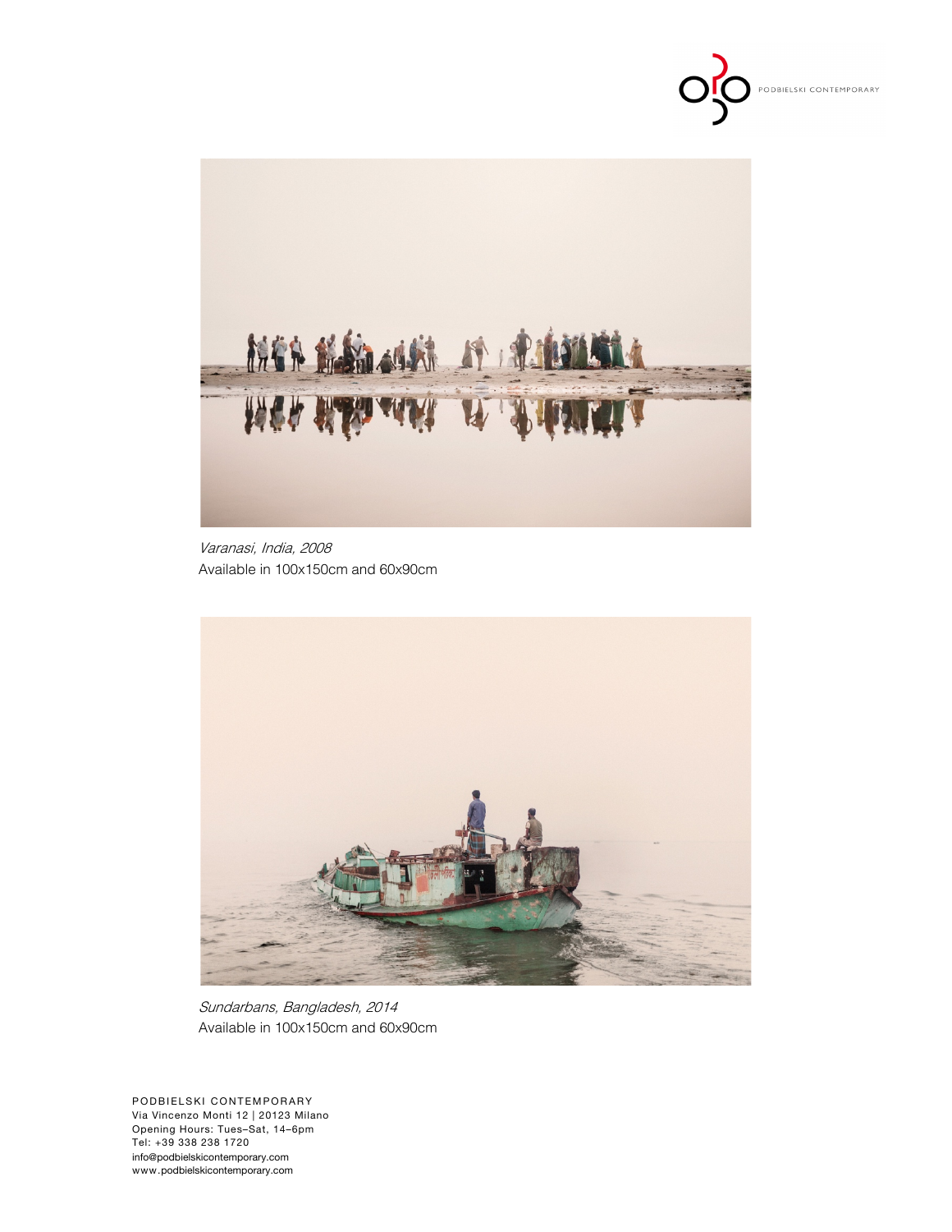*Varanasi, India, 2008*
Available in 100x150cm and 60x90cm

*Sundarbans, Bangladesh, 2014*
Available in 100x150cm and 60x90cm

PODBIELSKI CONTEMPORARY
Via Vincenzo Monti 12 | 20123 Milano
Opening Hours: Tues–Sat, 14–6pm
Tel: +39 338 238 1720
info@podbielskicontemporary.com
www.podbielskicontemporary.com